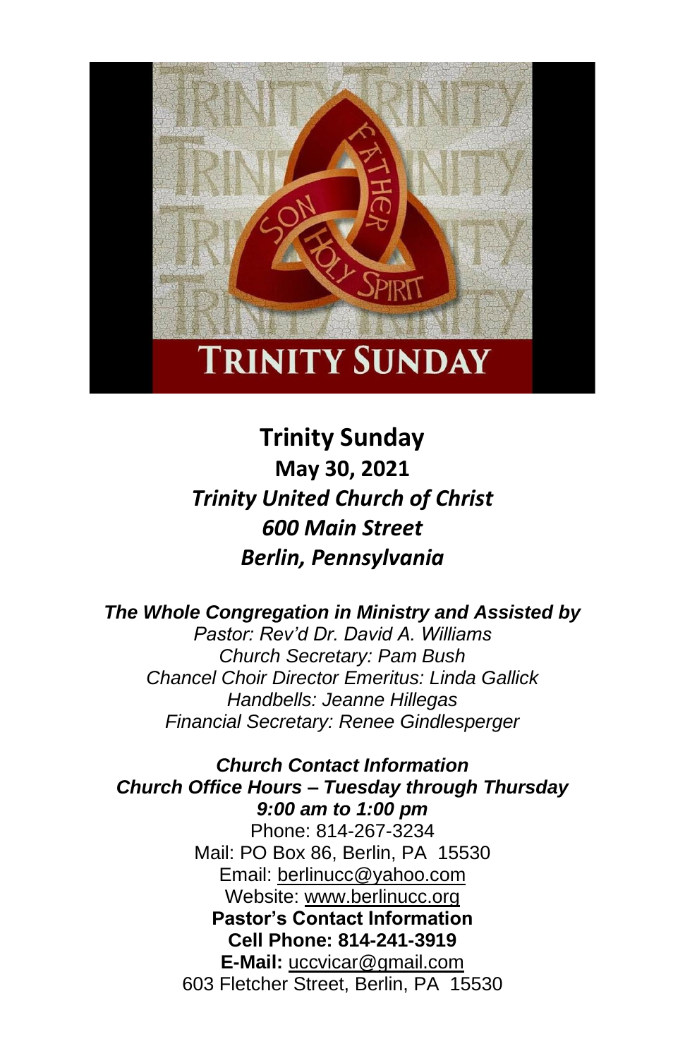# Trinity Sunday

## May 30, 2021

## *Trinity United Church of Christ*

## *600 Main Street*

## *Berlin, Pennsylvania*

***The Whole Congregation in Ministry and Assisted by***

*Pastor: Rev'd Dr. David A. Williams*
*Church Secretary: Pam Bush*
*Chancel Choir Director Emeritus: Linda Gallick*
*Handbells: Jeanne Hillegas*
*Financial Secretary: Renee Gindlesperger*

***Church Contact Information***
***Church Office Hours – Tuesday through Thursday***
***9:00 am to 1:00 pm***

Phone: 814-267-3234
Mail: PO Box 86, Berlin, PA 15530
Email: berlinucc@yahoo.com
Website: www.berlinucc.org

**Pastor's Contact Information**
**Cell Phone: 814-241-3919**
**E-Mail:** uccvicar@gmail.com
603 Fletcher Street, Berlin, PA 15530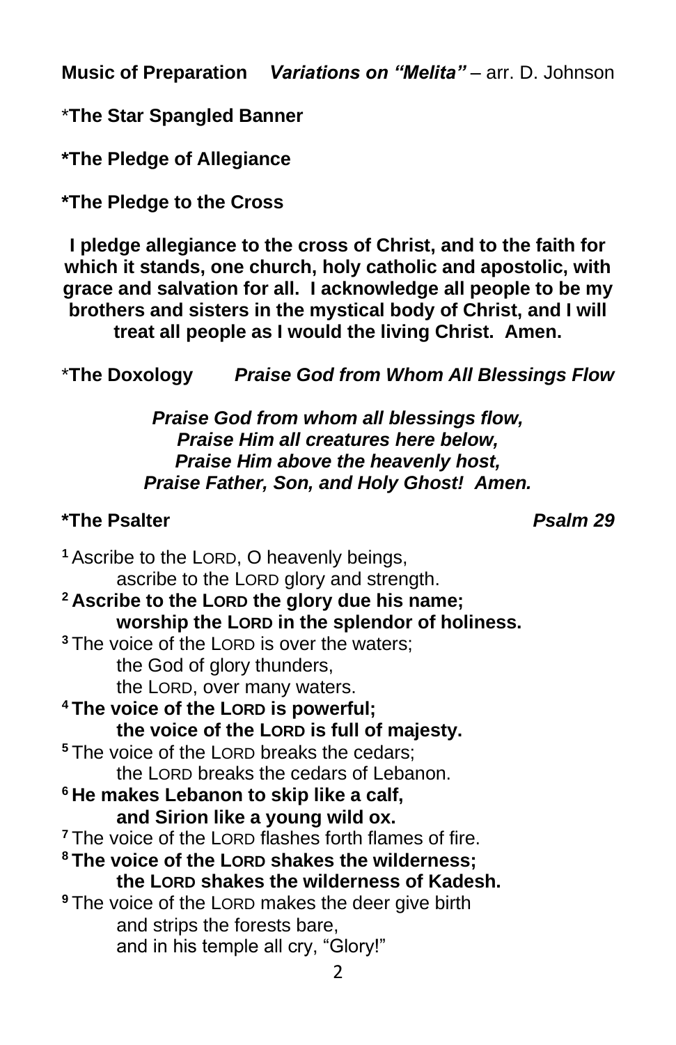**Music of Preparation** ***Variations on "Melita"*** – arr. D. Johnson

***The Star Spangled Banner***

***The Pledge of Allegiance***

***The Pledge to the Cross***

**I pledge allegiance to the cross of Christ, and to the faith for which it stands, one church, holy catholic and apostolic, with grace and salvation for all. I acknowledge all people to be my brothers and sisters in the mystical body of Christ, and I will treat all people as I would the living Christ. Amen.**

***The Doxology*** ***Praise God from Whom All Blessings Flow***

***Praise God from whom all blessings flow,***
***Praise Him all creatures here below,***
***Praise Him above the heavenly host,***
***Praise Father, Son, and Holy Ghost! Amen.***

***The Psalter*** ***Psalm 29***

[1] Ascribe to the LORD, O heavenly beings,
ascribe to the LORD glory and strength.
**[2] Ascribe to the LORD the glory due his name;**
**worship the LORD in the splendor of holiness.**
[3] The voice of the LORD is over the waters;
the God of glory thunders,
the LORD, over many waters.
**[4] The voice of the LORD is powerful;**
**the voice of the LORD is full of majesty.**
[5] The voice of the LORD breaks the cedars;
the LORD breaks the cedars of Lebanon.
**[6] He makes Lebanon to skip like a calf,**
**and Sirion like a young wild ox.**
[7] The voice of the LORD flashes forth flames of fire.
**[8] The voice of the LORD shakes the wilderness;**
**the LORD shakes the wilderness of Kadesh.**
[9] The voice of the LORD makes the deer give birth
and strips the forests bare,
and in his temple all cry, "Glory!"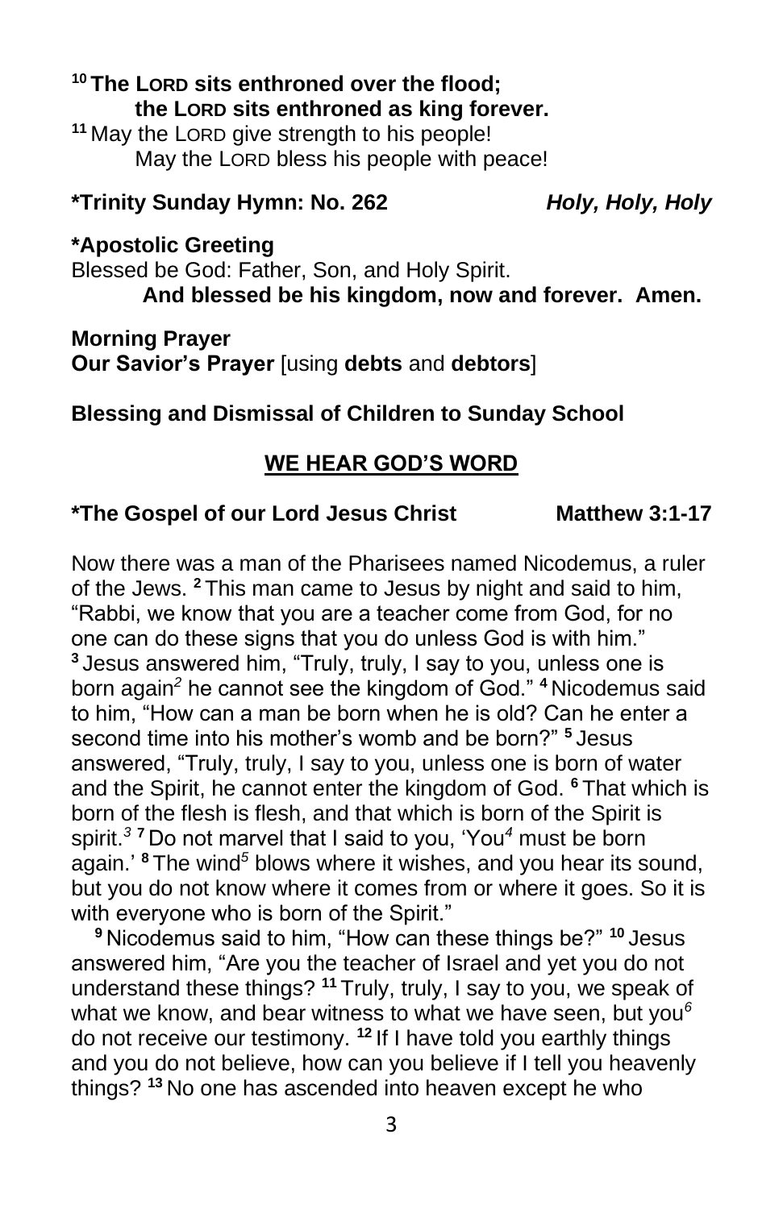**[10] The LORD sits enthroned over the flood;**
**the LORD sits enthroned as king forever.**
[11] May the LORD give strength to his people!
May the LORD bless his people with peace!

**\*Trinity Sunday Hymn: No. 262** ***Holy, Holy, Holy***

**\*Apostolic Greeting**
Blessed be God: Father, Son, and Holy Spirit.
**And blessed be his kingdom, now and forever. Amen.**

**Morning Prayer**
**Our Savior's Prayer** [using **debts** and **debtors**]

**Blessing and Dismissal of Children to Sunday School**

## WE HEAR GOD'S WORD

**\*The Gospel of our Lord Jesus Christ** **Matthew 3:1-17**

Now there was a man of the Pharisees named Nicodemus, a ruler of the Jews. [2] This man came to Jesus by night and said to him, "Rabbi, we know that you are a teacher come from God, for no one can do these signs that you do unless God is with him." [3] Jesus answered him, "Truly, truly, I say to you, unless one is born again[2] he cannot see the kingdom of God." [4] Nicodemus said to him, "How can a man be born when he is old? Can he enter a second time into his mother's womb and be born?" [5] Jesus answered, "Truly, truly, I say to you, unless one is born of water and the Spirit, he cannot enter the kingdom of God. [6] That which is born of the flesh is flesh, and that which is born of the Spirit is spirit.[3] [7] Do not marvel that I said to you, 'You[4] must be born again.' [8] The wind[5] blows where it wishes, and you hear its sound, but you do not know where it comes from or where it goes. So it is with everyone who is born of the Spirit."

[9] Nicodemus said to him, "How can these things be?" [10] Jesus answered him, "Are you the teacher of Israel and yet you do not understand these things? [11] Truly, truly, I say to you, we speak of what we know, and bear witness to what we have seen, but you[6] do not receive our testimony. [12] If I have told you earthly things and you do not believe, how can you believe if I tell you heavenly things? [13] No one has ascended into heaven except he who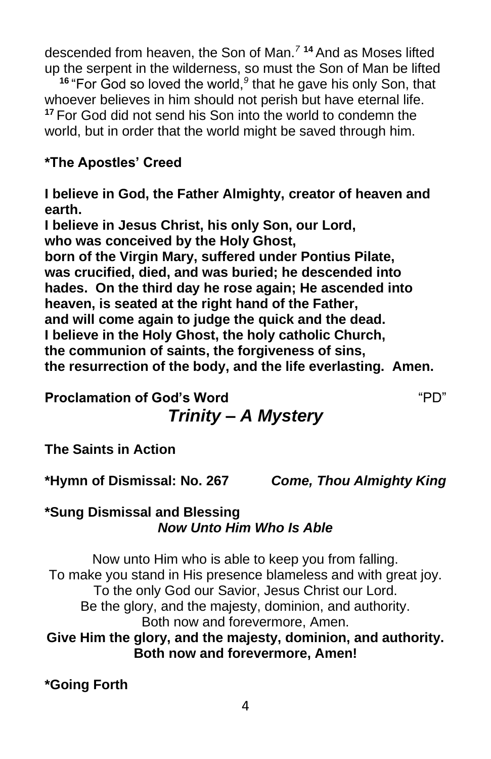descended from heaven, the Son of Man.[7] **14** And as Moses lifted up the serpent in the wilderness, so must the Son of Man be lifted

**16** "For God so loved the world,[9] that he gave his only Son, that whoever believes in him should not perish but have eternal life. **17** For God did not send his Son into the world to condemn the world, but in order that the world might be saved through him.

**\*The Apostles' Creed**

**I believe in God, the Father Almighty, creator of heaven and earth.**
**I believe in Jesus Christ, his only Son, our Lord,**
**who was conceived by the Holy Ghost,**
**born of the Virgin Mary, suffered under Pontius Pilate,**
**was crucified, died, and was buried; he descended into hades. On the third day he rose again; He ascended into heaven, is seated at the right hand of the Father,**
**and will come again to judge the quick and the dead.**
**I believe in the Holy Ghost, the holy catholic Church,**
**the communion of saints, the forgiveness of sins,**
**the resurrection of the body, and the life everlasting. Amen.**

**Proclamation of God's Word** "PD"

***Trinity – A Mystery***

**The Saints in Action**

**\*Hymn of Dismissal: No. 267** ***Come, Thou Almighty King***

**\*Sung Dismissal and Blessing**
***Now Unto Him Who Is Able***

Now unto Him who is able to keep you from falling.
To make you stand in His presence blameless and with great joy.
To the only God our Savior, Jesus Christ our Lord.
Be the glory, and the majesty, dominion, and authority.
Both now and forevermore, Amen.
**Give Him the glory, and the majesty, dominion, and authority.**
**Both now and forevermore, Amen!**

**\*Going Forth**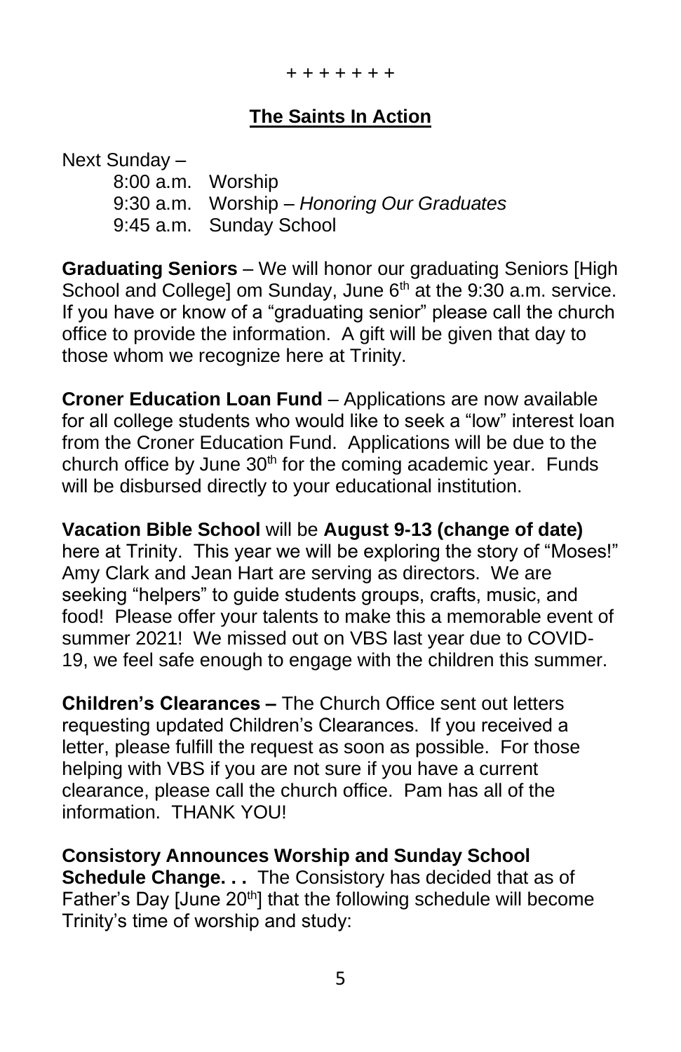\+ + + + + + +

## The Saints In Action

Next Sunday –

8:00 a.m. Worship
9:30 a.m. Worship – *Honoring Our Graduates*
9:45 a.m. Sunday School

**Graduating Seniors** – We will honor our graduating Seniors [High School and College] om Sunday, June 6th at the 9:30 a.m. service. If you have or know of a "graduating senior" please call the church office to provide the information. A gift will be given that day to those whom we recognize here at Trinity.

**Croner Education Loan Fund** – Applications are now available for all college students who would like to seek a "low" interest loan from the Croner Education Fund. Applications will be due to the church office by June 30th for the coming academic year. Funds will be disbursed directly to your educational institution.

**Vacation Bible School** will be **August 9-13 (change of date)** here at Trinity. This year we will be exploring the story of "Moses!" Amy Clark and Jean Hart are serving as directors. We are seeking "helpers" to guide students groups, crafts, music, and food! Please offer your talents to make this a memorable event of summer 2021! We missed out on VBS last year due to COVID-19, we feel safe enough to engage with the children this summer.

**Children's Clearances –** The Church Office sent out letters requesting updated Children's Clearances. If you received a letter, please fulfill the request as soon as possible. For those helping with VBS if you are not sure if you have a current clearance, please call the church office. Pam has all of the information. THANK YOU!

**Consistory Announces Worship and Sunday School Schedule Change. . .** The Consistory has decided that as of Father's Day [June 20th] that the following schedule will become Trinity's time of worship and study: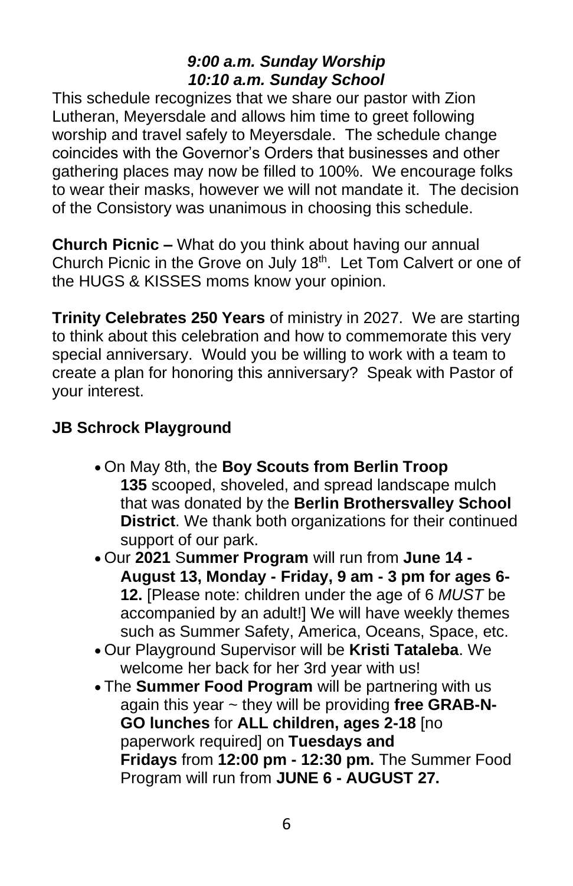***9:00 a.m. Sunday Worship***
***10:10 a.m. Sunday School***

This schedule recognizes that we share our pastor with Zion Lutheran, Meyersdale and allows him time to greet following worship and travel safely to Meyersdale. The schedule change coincides with the Governor's Orders that businesses and other gathering places may now be filled to 100%. We encourage folks to wear their masks, however we will not mandate it. The decision of the Consistory was unanimous in choosing this schedule.

**Church Picnic –** What do you think about having our annual Church Picnic in the Grove on July 18th. Let Tom Calvert or one of the HUGS & KISSES moms know your opinion.

**Trinity Celebrates 250 Years** of ministry in 2027. We are starting to think about this celebration and how to commemorate this very special anniversary. Would you be willing to work with a team to create a plan for honoring this anniversary? Speak with Pastor of your interest.

**JB Schrock Playground**

- On May 8th, the **Boy Scouts from Berlin Troop 135** scooped, shoveled, and spread landscape mulch that was donated by the **Berlin Brothersvalley School District**. We thank both organizations for their continued support of our park.
- Our **2021** S**ummer Program** will run from **June 14 - August 13, Monday - Friday, 9 am - 3 pm for ages 6-12.** [Please note: children under the age of 6 *MUST* be accompanied by an adult!] We will have weekly themes such as Summer Safety, America, Oceans, Space, etc.
- Our Playground Supervisor will be **Kristi Tataleba**. We welcome her back for her 3rd year with us!
- The **Summer Food Program** will be partnering with us again this year ~ they will be providing **free GRAB-N-GO lunches** for **ALL children, ages 2-18** [no paperwork required] on **Tuesdays and Fridays** from **12:00 pm - 12:30 pm.** The Summer Food Program will run from **JUNE 6 - AUGUST 27.**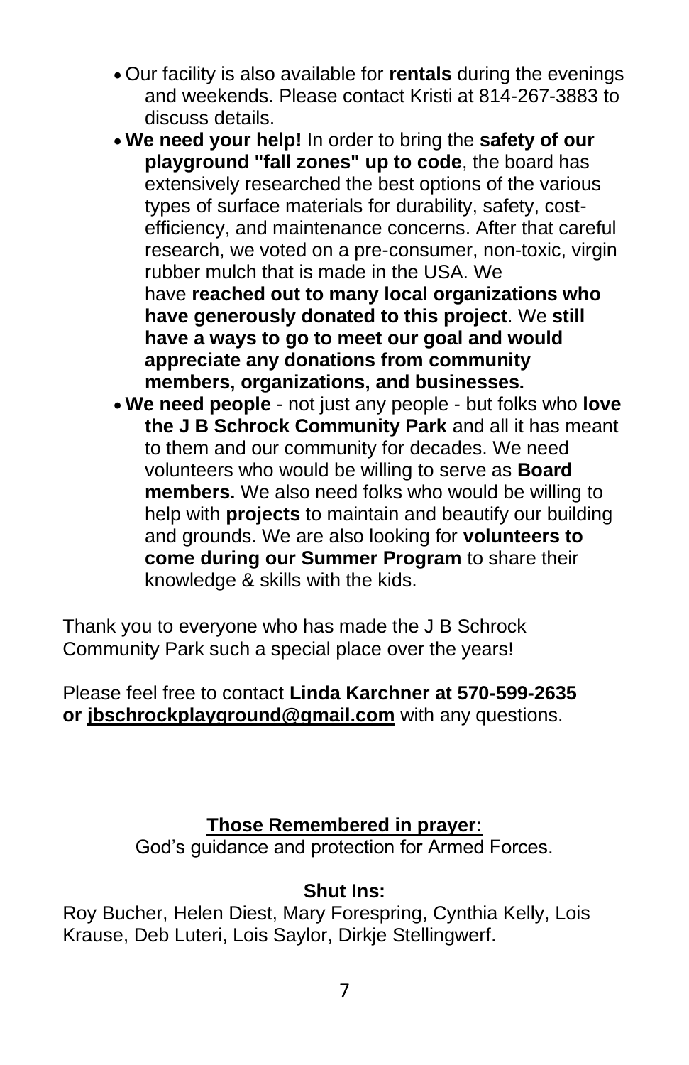- Our facility is also available for **rentals** during the evenings and weekends. Please contact Kristi at 814-267-3883 to discuss details.
- **We need your help!** In order to bring the **safety of our playground "fall zones" up to code**, the board has extensively researched the best options of the various types of surface materials for durability, safety, cost-efficiency, and maintenance concerns. After that careful research, we voted on a pre-consumer, non-toxic, virgin rubber mulch that is made in the USA. We have **reached out to many local organizations who have generously donated to this project**. We **still have a ways to go to meet our goal and would appreciate any donations from community members, organizations, and businesses.**
- **We need people** - not just any people - but folks who **love the J B Schrock Community Park** and all it has meant to them and our community for decades. We need volunteers who would be willing to serve as **Board members.** We also need folks who would be willing to help with **projects** to maintain and beautify our building and grounds. We are also looking for **volunteers to come during our Summer Program** to share their knowledge & skills with the kids.

Thank you to everyone who has made the J B Schrock Community Park such a special place over the years!

Please feel free to contact **Linda Karchner at 570-599-2635 or jbschrockplayground@gmail.com** with any questions.

**Those Remembered in prayer:**

God's guidance and protection for Armed Forces.

**Shut Ins:**

Roy Bucher, Helen Diest, Mary Forespring, Cynthia Kelly, Lois Krause, Deb Luteri, Lois Saylor, Dirkje Stellingwerf.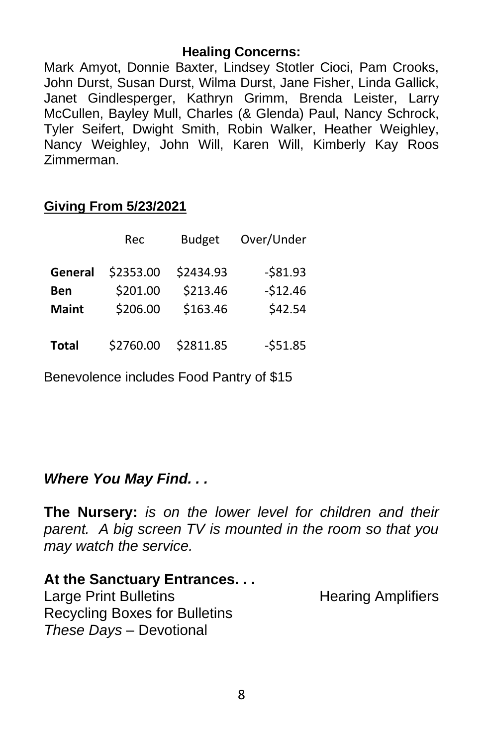**Healing Concerns:**

Mark Amyot, Donnie Baxter, Lindsey Stotler Cioci, Pam Crooks, John Durst, Susan Durst, Wilma Durst, Jane Fisher, Linda Gallick, Janet Gindlesperger, Kathryn Grimm, Brenda Leister, Larry McCullen, Bayley Mull, Charles (& Glenda) Paul, Nancy Schrock, Tyler Seifert, Dwight Smith, Robin Walker, Heather Weighley, Nancy Weighley, John Will, Karen Will, Kimberly Kay Roos Zimmerman.

**Giving From 5/23/2021**

| | Rec | Budget | Over/Under |
|---|---|---|---|
| **General** | $2353.00 | $2434.93 | -$81.93 |
| **Ben** | $201.00 | $213.46 | -$12.46 |
| **Maint** | $206.00 | $163.46 | $42.54 |
| **Total** | $2760.00 | $2811.85 | -$51.85 |

Benevolence includes Food Pantry of $15

***Where You May Find. . .***

**The Nursery:** *is on the lower level for children and their parent. A big screen TV is mounted in the room so that you may watch the service.*

**At the Sanctuary Entrances. . .**

Large Print Bulletins
Hearing Amplifiers
Recycling Boxes for Bulletins
*These Days* – Devotional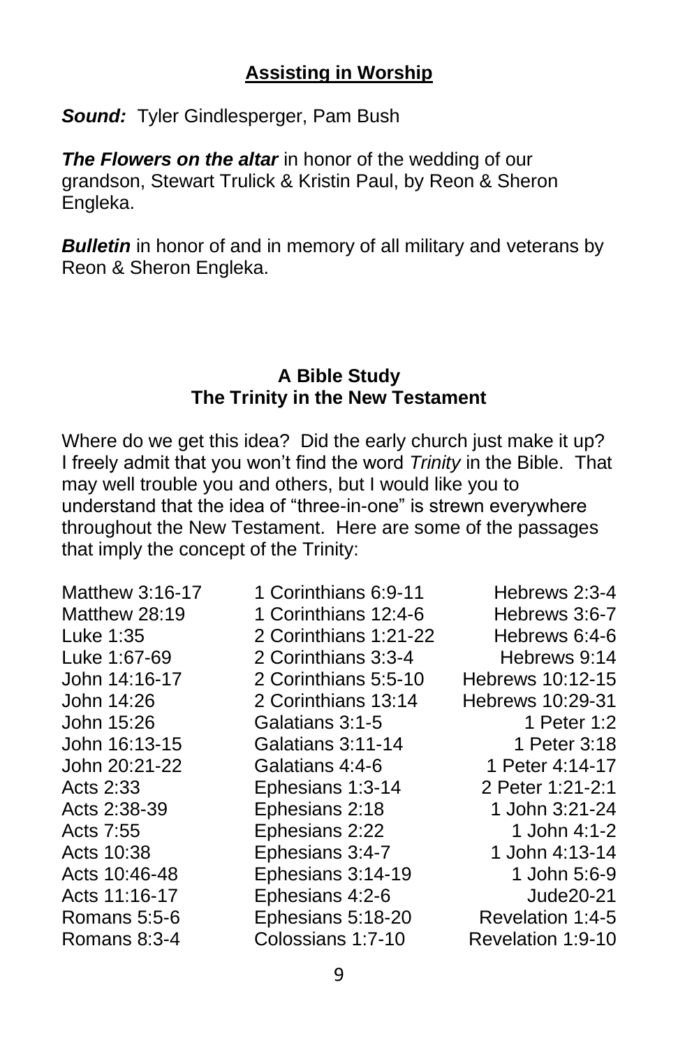## Assisting in Worship

***Sound:*** Tyler Gindlesperger, Pam Bush

***The Flowers on the altar*** in honor of the wedding of our grandson, Stewart Trulick & Kristin Paul, by Reon & Sheron Engleka.

***Bulletin*** in honor of and in memory of all military and veterans by Reon & Sheron Engleka.

### A Bible Study
### The Trinity in the New Testament

Where do we get this idea? Did the early church just make it up? I freely admit that you won't find the word *Trinity* in the Bible. That may well trouble you and others, but I would like you to understand that the idea of "three-in-one" is strewn everywhere throughout the New Testament. Here are some of the passages that imply the concept of the Trinity:

Matthew 3:16-17
Matthew 28:19
Luke 1:35
Luke 1:67-69
John 14:16-17
John 14:26
John 15:26
John 16:13-15
John 20:21-22
Acts 2:33
Acts 2:38-39
Acts 7:55
Acts 10:38
Acts 10:46-48
Acts 11:16-17
Romans 5:5-6
Romans 8:3-4
1 Corinthians 6:9-11
1 Corinthians 12:4-6
2 Corinthians 1:21-22
2 Corinthians 3:3-4
2 Corinthians 5:5-10
2 Corinthians 13:14
Galatians 3:1-5
Galatians 3:11-14
Galatians 4:4-6
Ephesians 1:3-14
Ephesians 2:18
Ephesians 2:22
Ephesians 3:4-7
Ephesians 3:14-19
Ephesians 4:2-6
Ephesians 5:18-20
Colossians 1:7-10
Hebrews 2:3-4
Hebrews 3:6-7
Hebrews 6:4-6
Hebrews 9:14
Hebrews 10:12-15
Hebrews 10:29-31
1 Peter 1:2
1 Peter 3:18
1 Peter 4:14-17
2 Peter 1:21-2:1
1 John 3:21-24
1 John 4:1-2
1 John 4:13-14
1 John 5:6-9
Jude20-21
Revelation 1:4-5
Revelation 1:9-10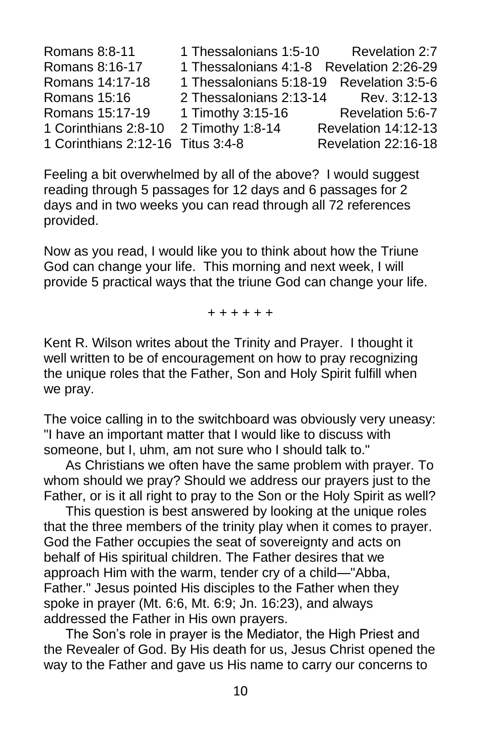| | | |
|---|---|---|
| Romans 8:8-11 | 1 Thessalonians 1:5-10 | Revelation 2:7 |
| Romans 8:16-17 | 1 Thessalonians 4:1-8 | Revelation 2:26-29 |
| Romans 14:17-18 | 1 Thessalonians 5:18-19 | Revelation 3:5-6 |
| Romans 15:16 | 2 Thessalonians 2:13-14 | Rev. 3:12-13 |
| Romans 15:17-19 | 1 Timothy 3:15-16 | Revelation 5:6-7 |
| 1 Corinthians 2:8-10 | 2 Timothy 1:8-14 | Revelation 14:12-13 |
| 1 Corinthians 2:12-16 | Titus 3:4-8 | Revelation 22:16-18 |

Feeling a bit overwhelmed by all of the above? I would suggest reading through 5 passages for 12 days and 6 passages for 2 days and in two weeks you can read through all 72 references provided.

Now as you read, I would like you to think about how the Triune God can change your life. This morning and next week, I will provide 5 practical ways that the triune God can change your life.

+ + + + + +

Kent R. Wilson writes about the Trinity and Prayer. I thought it well written to be of encouragement on how to pray recognizing the unique roles that the Father, Son and Holy Spirit fulfill when we pray.

The voice calling in to the switchboard was obviously very uneasy: "I have an important matter that I would like to discuss with someone, but I, uhm, am not sure who I should talk to."

As Christians we often have the same problem with prayer. To whom should we pray? Should we address our prayers just to the Father, or is it all right to pray to the Son or the Holy Spirit as well?

This question is best answered by looking at the unique roles that the three members of the trinity play when it comes to prayer. God the Father occupies the seat of sovereignty and acts on behalf of His spiritual children. The Father desires that we approach Him with the warm, tender cry of a child—"Abba, Father." Jesus pointed His disciples to the Father when they spoke in prayer (Mt. 6:6, Mt. 6:9; Jn. 16:23), and always addressed the Father in His own prayers.

The Son's role in prayer is the Mediator, the High Priest and the Revealer of God. By His death for us, Jesus Christ opened the way to the Father and gave us His name to carry our concerns to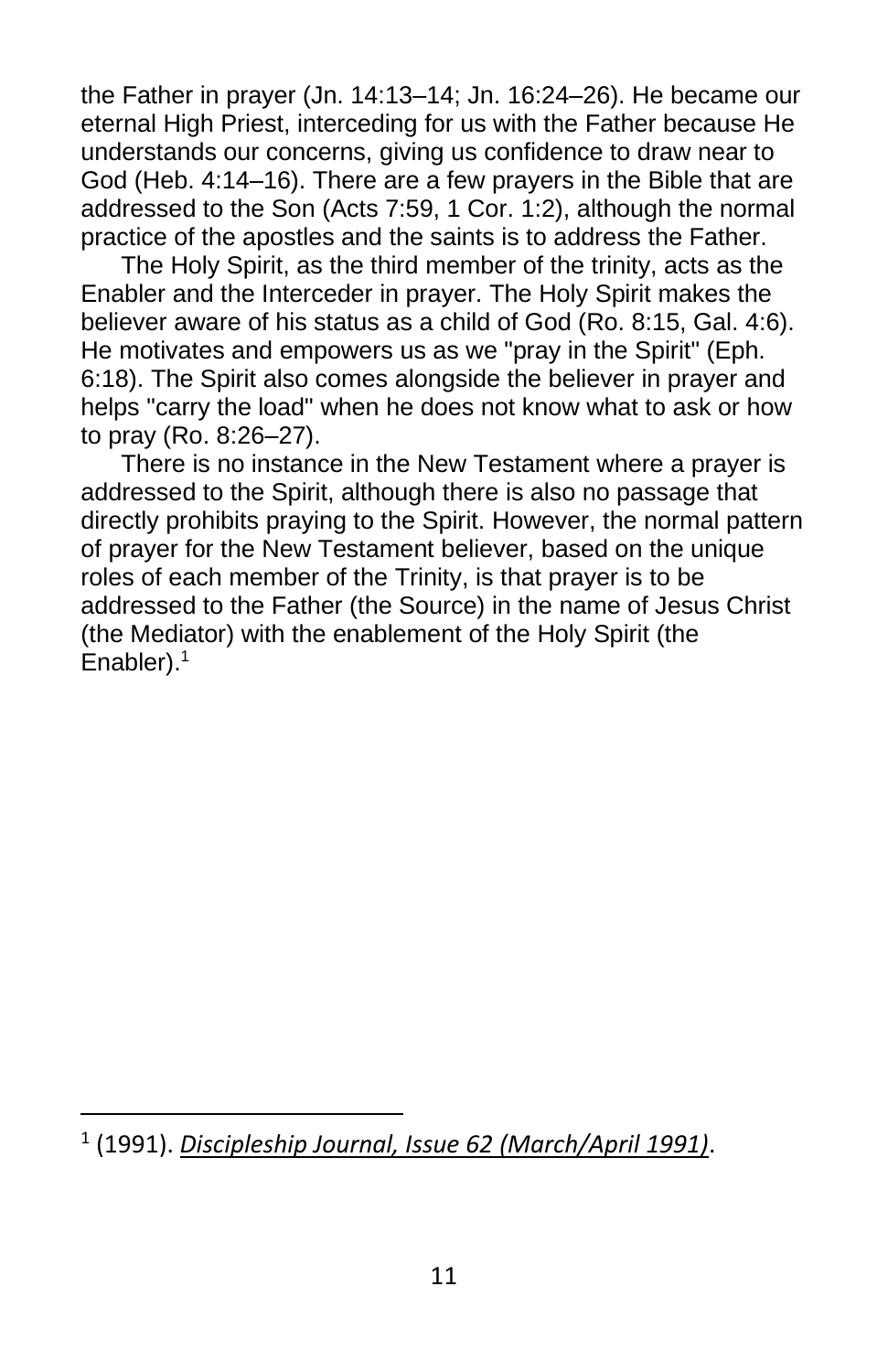the Father in prayer (Jn. 14:13–14; Jn. 16:24–26). He became our eternal High Priest, interceding for us with the Father because He understands our concerns, giving us confidence to draw near to God (Heb. 4:14–16). There are a few prayers in the Bible that are addressed to the Son (Acts 7:59, 1 Cor. 1:2), although the normal practice of the apostles and the saints is to address the Father.

The Holy Spirit, as the third member of the trinity, acts as the Enabler and the Interceder in prayer. The Holy Spirit makes the believer aware of his status as a child of God (Ro. 8:15, Gal. 4:6). He motivates and empowers us as we "pray in the Spirit" (Eph. 6:18). The Spirit also comes alongside the believer in prayer and helps "carry the load" when he does not know what to ask or how to pray (Ro. 8:26–27).

There is no instance in the New Testament where a prayer is addressed to the Spirit, although there is also no passage that directly prohibits praying to the Spirit. However, the normal pattern of prayer for the New Testament believer, based on the unique roles of each member of the Trinity, is that prayer is to be addressed to the Father (the Source) in the name of Jesus Christ (the Mediator) with the enablement of the Holy Spirit (the Enabler).[1]

---

[1] (1991). *Discipleship Journal, Issue 62 (March/April 1991)*.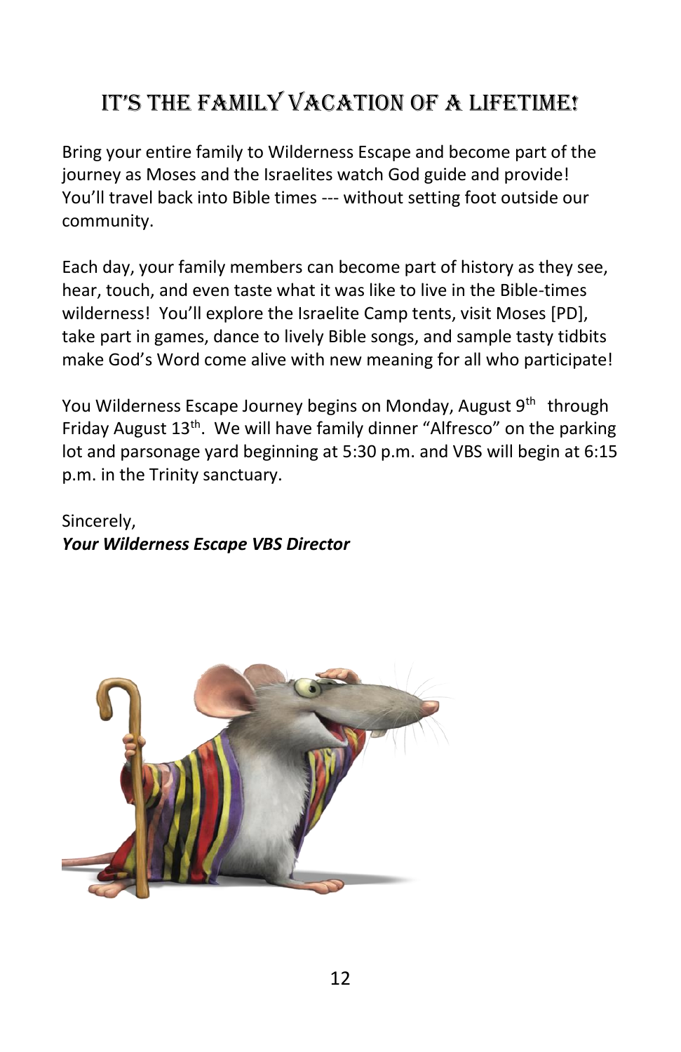# IT'S THE FAMILY VACATION OF A LIFETIME!

Bring your entire family to Wilderness Escape and become part of the journey as Moses and the Israelites watch God guide and provide! You'll travel back into Bible times --- without setting foot outside our community.

Each day, your family members can become part of history as they see, hear, touch, and even taste what it was like to live in the Bible-times wilderness! You'll explore the Israelite Camp tents, visit Moses [PD], take part in games, dance to lively Bible songs, and sample tasty tidbits make God's Word come alive with new meaning for all who participate!

You Wilderness Escape Journey begins on Monday, August 9th through Friday August 13th. We will have family dinner "Alfresco" on the parking lot and parsonage yard beginning at 5:30 p.m. and VBS will begin at 6:15 p.m. in the Trinity sanctuary.

Sincerely,
***Your Wilderness Escape VBS Director***